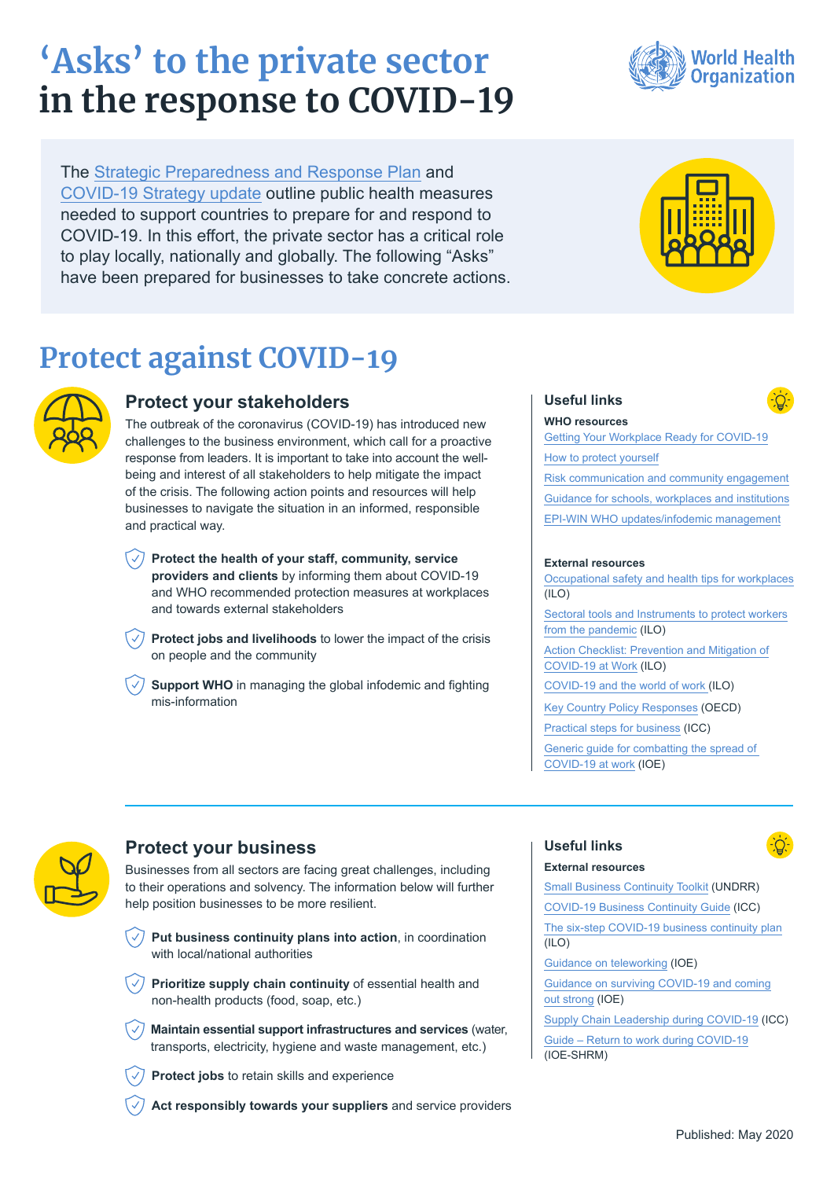# 'Asks' to the private sector in the response to COVID-19

The Strategic Preparedness and Response Plan and COVID-19 Strategy update outline public health measures needed to support countries to prepare for and respond to COVID-19. In this effort, the private sector has a critical role to play locally, nationally and globally. The following "Asks" have been prepared for businesses to take concrete actions.

## Protect against COVID-19

### Protect your stakeholders

The outbreak of the coronavirus (COVID-19) has introduced new challenges to the business environment, which call for a proactive response from leaders. It is important to take into account the well-being and interest of all stakeholders to help mitigate the impact of the crisis. The following action points and resources will help businesses to navigate the situation in an informed, responsible and practical way.

- **Protect the health of your staff, community, service providers and clients** by informing them about COVID-19 and WHO recommended protection measures at workplaces and towards external stakeholders
- **Protect jobs and livelihoods** to lower the impact of the crisis on people and the community
- **Support WHO** in managing the global infodemic and fighting mis-information

#### Useful links

**WHO resources**

- Getting Your Workplace Ready for COVID-19
- How to protect yourself
- Risk communication and community engagement
- Guidance for schools, workplaces and institutions
- EPI-WIN WHO updates/infodemic management

**External resources**

- Occupational safety and health tips for workplaces (ILO)
- Sectoral tools and Instruments to protect workers from the pandemic (ILO)
- Action Checklist: Prevention and Mitigation of COVID-19 at Work (ILO)
- COVID-19 and the world of work (ILO)
- Key Country Policy Responses (OECD)
- Practical steps for business (ICC)
- Generic guide for combatting the spread of COVID-19 at work (IOE)

### Protect your business

Businesses from all sectors are facing great challenges, including to their operations and solvency. The information below will further help position businesses to be more resilient.

- **Put business continuity plans into action**, in coordination with local/national authorities
- **Prioritize supply chain continuity** of essential health and non-health products (food, soap, etc.)
- **Maintain essential support infrastructures and services** (water, transports, electricity, hygiene and waste management, etc.)
- **Protect jobs** to retain skills and experience
- **Act responsibly towards your suppliers** and service providers

#### Useful links

**External resources**

- Small Business Continuity Toolkit (UNDRR)
- COVID-19 Business Continuity Guide (ICC)
- The six-step COVID-19 business continuity plan (ILO)
- Guidance on teleworking (IOE)
- Guidance on surviving COVID-19 and coming out strong (IOE)
- Supply Chain Leadership during COVID-19 (ICC)
- Guide – Return to work during COVID-19 (IOE-SHRM)

Published: May 2020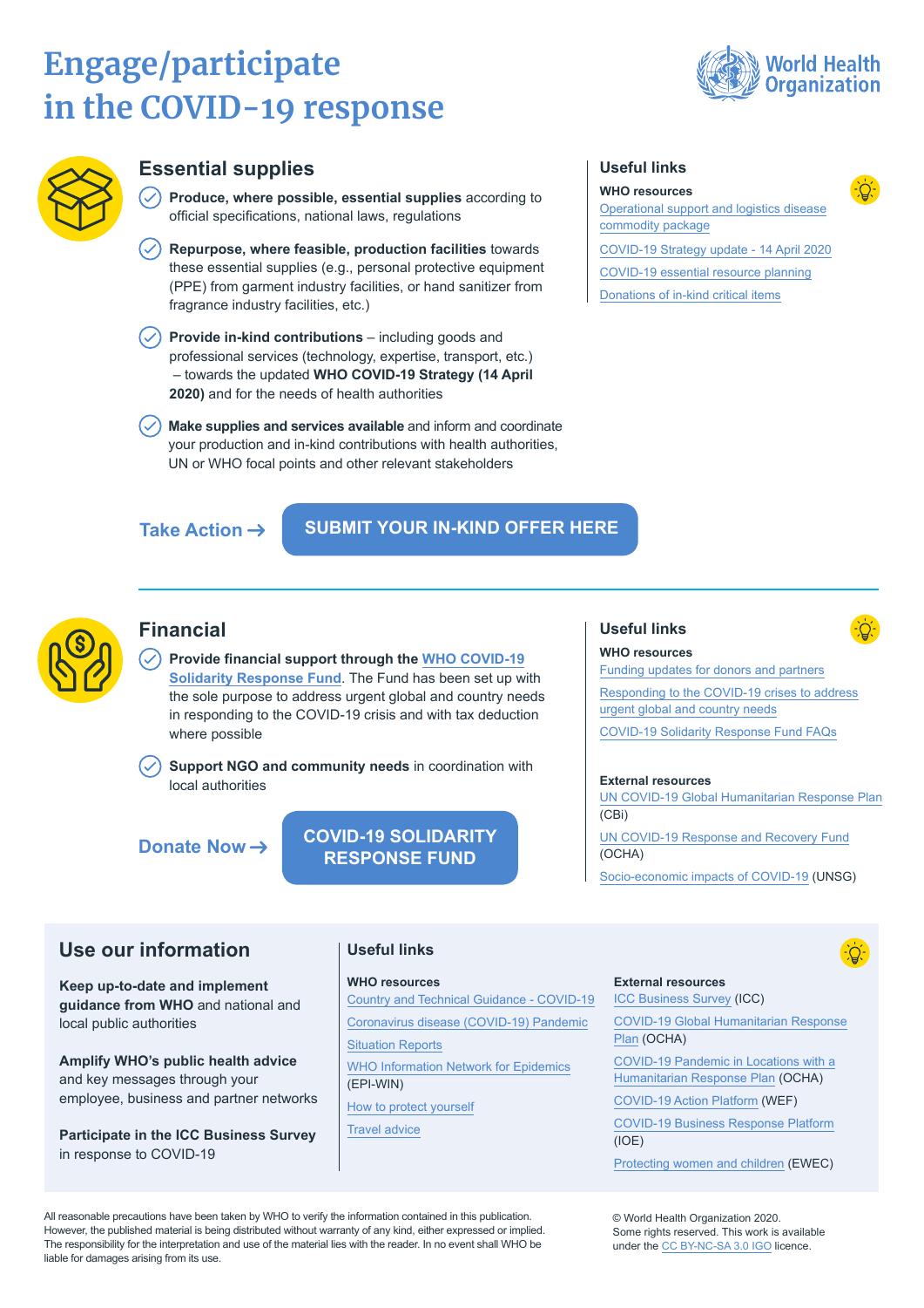# Engage/participate in the COVID-19 response

## Essential supplies

- **Produce, where possible, essential supplies** according to official specifications, national laws, regulations
- **Repurpose, where feasible, production facilities** towards these essential supplies (e.g., personal protective equipment (PPE) from garment industry facilities, or hand sanitizer from fragrance industry facilities, etc.)
- **Provide in-kind contributions** – including goods and professional services (technology, expertise, transport, etc.) – towards the updated **WHO COVID-19 Strategy (14 April 2020)** and for the needs of health authorities
- **Make supplies and services available** and inform and coordinate your production and in-kind contributions with health authorities, UN or WHO focal points and other relevant stakeholders

Take Action → **SUBMIT YOUR IN-KIND OFFER HERE**

### Useful links

**WHO resources**

- Operational support and logistics disease commodity package
- COVID-19 Strategy update - 14 April 2020
- COVID-19 essential resource planning
- Donations of in-kind critical items

## Financial

- **Provide financial support through the WHO COVID-19 Solidarity Response Fund**. The Fund has been set up with the sole purpose to address urgent global and country needs in responding to the COVID-19 crisis and with tax deduction where possible
- **Support NGO and community needs** in coordination with local authorities

Donate Now → **COVID-19 SOLIDARITY RESPONSE FUND**

### Useful links

**WHO resources**

- Funding updates for donors and partners
- Responding to the COVID-19 crises to address urgent global and country needs
- COVID-19 Solidarity Response Fund FAQs

**External resources**

- UN COVID-19 Global Humanitarian Response Plan (CBi)
- UN COVID-19 Response and Recovery Fund (OCHA)
- Socio-economic impacts of COVID-19 (UNSG)

## Use our information

**Keep up-to-date and implement guidance from WHO** and national and local public authorities

**Amplify WHO's public health advice** and key messages through your employee, business and partner networks

**Participate in the ICC Business Survey** in response to COVID-19

### Useful links

**WHO resources**

- Country and Technical Guidance - COVID-19
- Coronavirus disease (COVID-19) Pandemic
- Situation Reports
- WHO Information Network for Epidemics (EPI-WIN)
- How to protect yourself
- Travel advice

**External resources**

- ICC Business Survey (ICC)
- COVID-19 Global Humanitarian Response Plan (OCHA)
- COVID-19 Pandemic in Locations with a Humanitarian Response Plan (OCHA)
- COVID-19 Action Platform (WEF)
- COVID-19 Business Response Platform (IOE)
- Protecting women and children (EWEC)

All reasonable precautions have been taken by WHO to verify the information contained in this publication. However, the published material is being distributed without warranty of any kind, either expressed or implied. The responsibility for the interpretation and use of the material lies with the reader. In no event shall WHO be liable for damages arising from its use.

© World Health Organization 2020. Some rights reserved. This work is available under the CC BY-NC-SA 3.0 IGO licence.